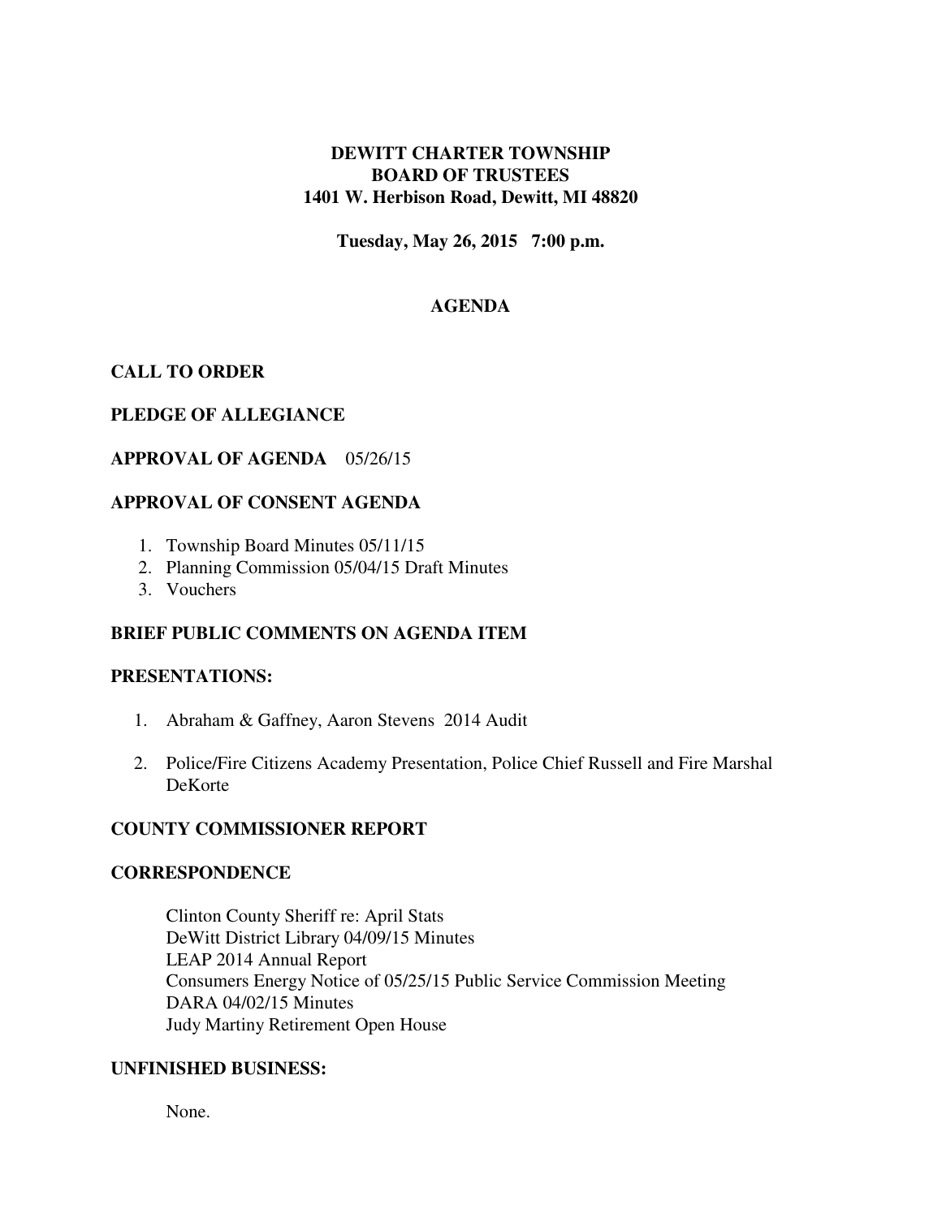# DEWITT CHARTER TOWNSHIP
# BOARD OF TRUSTEES
# 1401 W. Herbison Road, Dewitt, MI 48820

**Tuesday, May 26, 2015   7:00 p.m.**

## AGENDA

**CALL TO ORDER**

**PLEDGE OF ALLEGIANCE**

**APPROVAL OF AGENDA** 05/26/15

**APPROVAL OF CONSENT AGENDA**

1. Township Board Minutes 05/11/15
2. Planning Commission 05/04/15 Draft Minutes
3. Vouchers

**BRIEF PUBLIC COMMENTS ON AGENDA ITEM**

**PRESENTATIONS:**

1. Abraham & Gaffney, Aaron Stevens 2014 Audit
2. Police/Fire Citizens Academy Presentation, Police Chief Russell and Fire Marshal DeKorte

**COUNTY COMMISSIONER REPORT**

**CORRESPONDENCE**

Clinton County Sheriff re: April Stats
DeWitt District Library 04/09/15 Minutes
LEAP 2014 Annual Report
Consumers Energy Notice of 05/25/15 Public Service Commission Meeting
DARA 04/02/15 Minutes
Judy Martiny Retirement Open House

**UNFINISHED BUSINESS:**

None.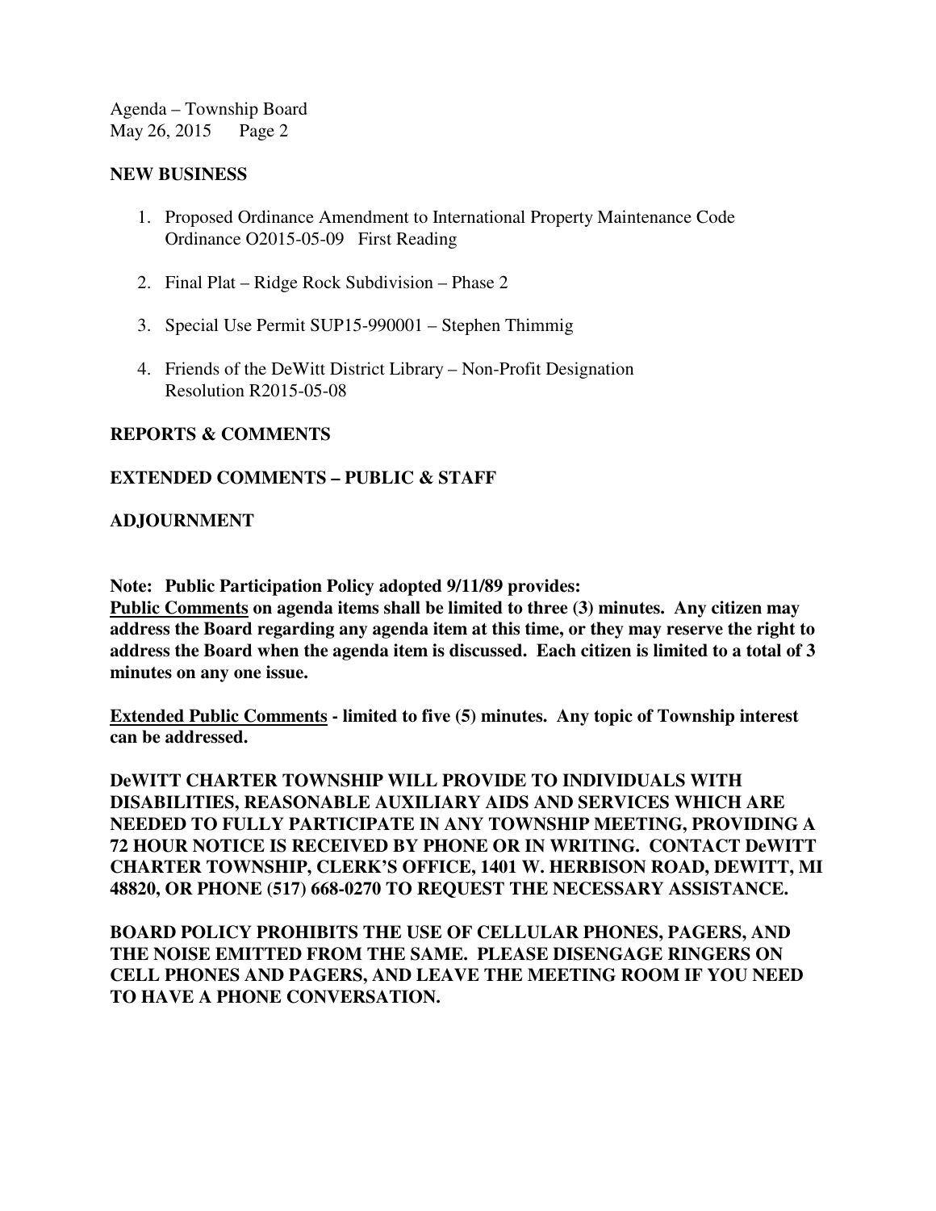## NEW BUSINESS

1. Proposed Ordinance Amendment to International Property Maintenance Code
   Ordinance O2015-05-09 First Reading

2. Final Plat – Ridge Rock Subdivision – Phase 2

3. Special Use Permit SUP15-990001 – Stephen Thimmig

4. Friends of the DeWitt District Library – Non-Profit Designation
   Resolution R2015-05-08

## REPORTS & COMMENTS

## EXTENDED COMMENTS – PUBLIC & STAFF

## ADJOURNMENT

**Note: Public Participation Policy adopted 9/11/89 provides:**

**Public Comments on agenda items shall be limited to three (3) minutes. Any citizen may address the Board regarding any agenda item at this time, or they may reserve the right to address the Board when the agenda item is discussed. Each citizen is limited to a total of 3 minutes on any one issue.**

**Extended Public Comments - limited to five (5) minutes. Any topic of Township interest can be addressed.**

**DeWITT CHARTER TOWNSHIP WILL PROVIDE TO INDIVIDUALS WITH DISABILITIES, REASONABLE AUXILIARY AIDS AND SERVICES WHICH ARE NEEDED TO FULLY PARTICIPATE IN ANY TOWNSHIP MEETING, PROVIDING A 72 HOUR NOTICE IS RECEIVED BY PHONE OR IN WRITING. CONTACT DeWITT CHARTER TOWNSHIP, CLERK'S OFFICE, 1401 W. HERBISON ROAD, DEWITT, MI 48820, OR PHONE (517) 668-0270 TO REQUEST THE NECESSARY ASSISTANCE.**

**BOARD POLICY PROHIBITS THE USE OF CELLULAR PHONES, PAGERS, AND THE NOISE EMITTED FROM THE SAME. PLEASE DISENGAGE RINGERS ON CELL PHONES AND PAGERS, AND LEAVE THE MEETING ROOM IF YOU NEED TO HAVE A PHONE CONVERSATION.**